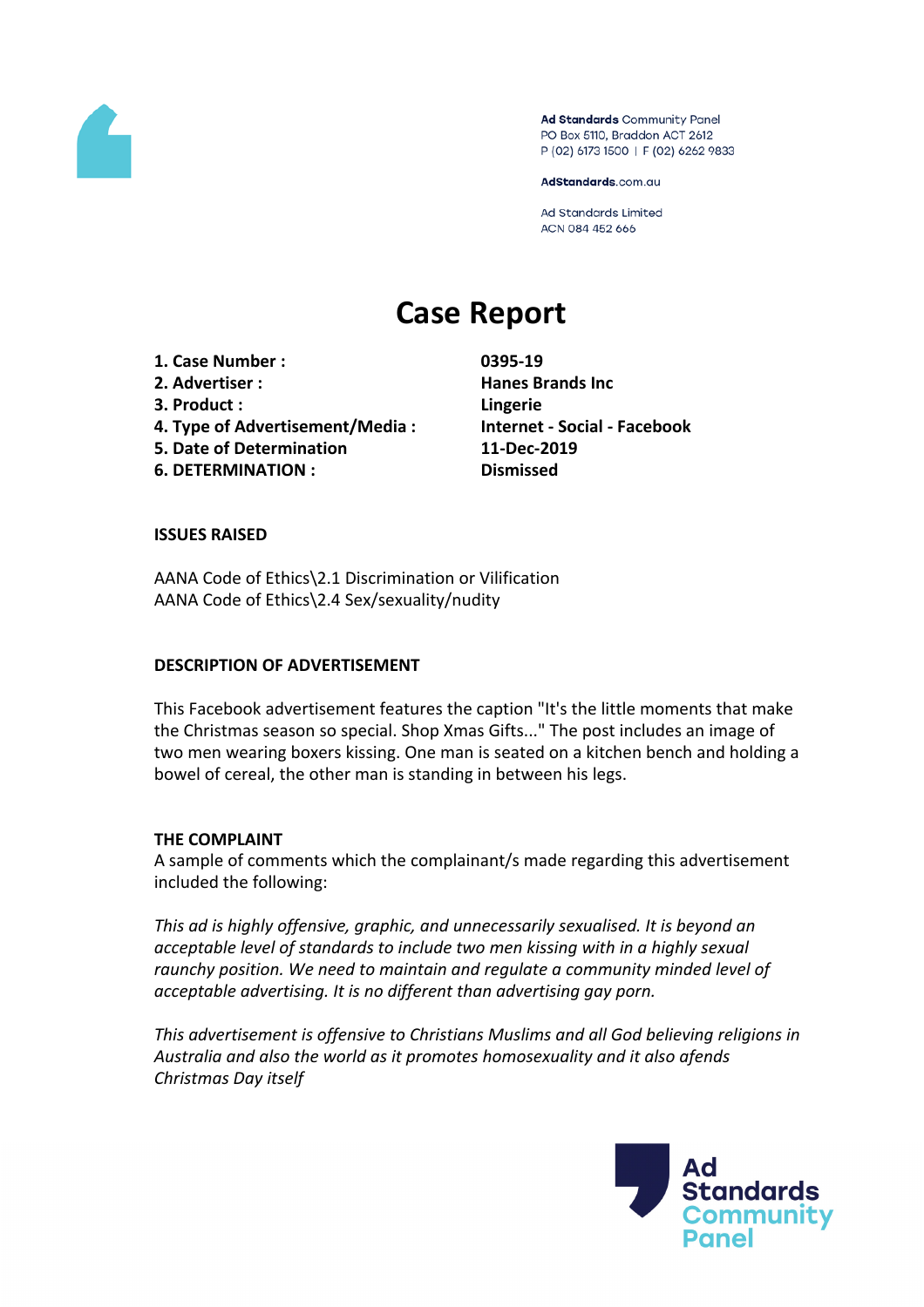Ad Standards Community Panel
PO Box 5110, Braddon ACT 2612
P (02) 6173 1500 | F (02) 6262 9833

AdStandards.com.au

Ad Standards Limited
ACN 084 452 666

# Case Report

| | |
|---|---|
| **1. Case Number :** | **0395-19** |
| **2. Advertiser :** | **Hanes Brands Inc** |
| **3. Product :** | **Lingerie** |
| **4. Type of Advertisement/Media :** | **Internet - Social - Facebook** |
| **5. Date of Determination** | **11-Dec-2019** |
| **6. DETERMINATION :** | **Dismissed** |

**ISSUES RAISED**

AANA Code of Ethics\2.1 Discrimination or Vilification
AANA Code of Ethics\2.4 Sex/sexuality/nudity

**DESCRIPTION OF ADVERTISEMENT**

This Facebook advertisement features the caption "It's the little moments that make the Christmas season so special. Shop Xmas Gifts..." The post includes an image of two men wearing boxers kissing. One man is seated on a kitchen bench and holding a bowel of cereal, the other man is standing in between his legs.

**THE COMPLAINT**

A sample of comments which the complainant/s made regarding this advertisement included the following:

*This ad is highly offensive, graphic, and unnecessarily sexualised. It is beyond an acceptable level of standards to include two men kissing with in a highly sexual raunchy position. We need to maintain and regulate a community minded level of acceptable advertising. It is no different than advertising gay porn.*

*This advertisement is offensive to Christians Muslims and all God believing religions in Australia and also the world as it promotes homosexuality and it also afends Christmas Day itself*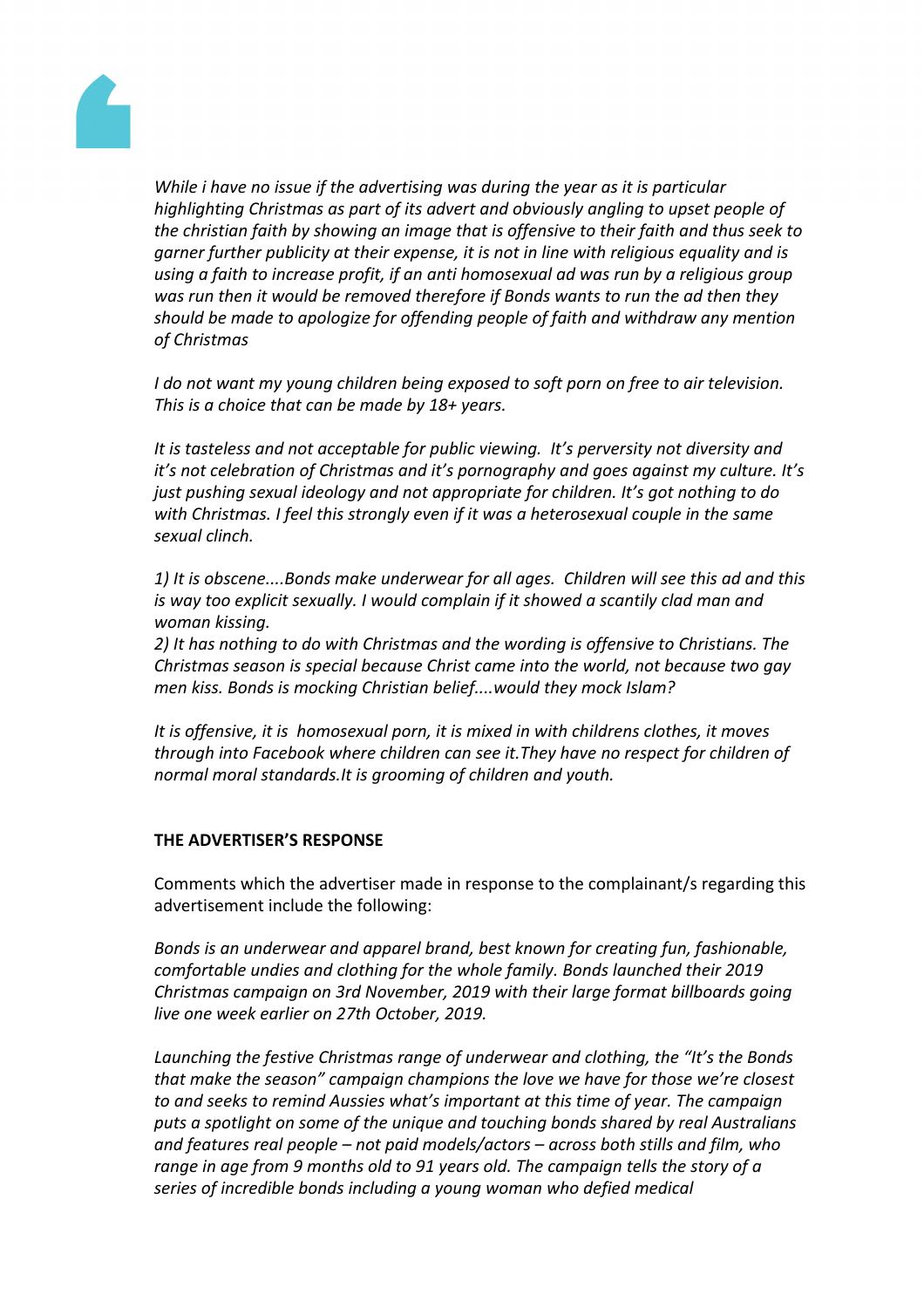*While i have no issue if the advertising was during the year as it is particular highlighting Christmas as part of its advert and obviously angling to upset people of the christian faith by showing an image that is offensive to their faith and thus seek to garner further publicity at their expense, it is not in line with religious equality and is using a faith to increase profit, if an anti homosexual ad was run by a religious group was run then it would be removed therefore if Bonds wants to run the ad then they should be made to apologize for offending people of faith and withdraw any mention of Christmas*

*I do not want my young children being exposed to soft porn on free to air television. This is a choice that can be made by 18+ years.*

*It is tasteless and not acceptable for public viewing.  It's perversity not diversity and it's not celebration of Christmas and it's pornography and goes against my culture. It's just pushing sexual ideology and not appropriate for children. It's got nothing to do with Christmas. I feel this strongly even if it was a heterosexual couple in the same sexual clinch.*

*1) It is obscene....Bonds make underwear for all ages.  Children will see this ad and this is way too explicit sexually. I would complain if it showed a scantily clad man and woman kissing.*
*2) It has nothing to do with Christmas and the wording is offensive to Christians. The Christmas season is special because Christ came into the world, not because two gay men kiss. Bonds is mocking Christian belief....would they mock Islam?*

*It is offensive, it is  homosexual porn, it is mixed in with childrens clothes, it moves through into Facebook where children can see it.They have no respect for children of normal moral standards.It is grooming of children and youth.*

**THE ADVERTISER'S RESPONSE**

Comments which the advertiser made in response to the complainant/s regarding this advertisement include the following:

*Bonds is an underwear and apparel brand, best known for creating fun, fashionable, comfortable undies and clothing for the whole family. Bonds launched their 2019 Christmas campaign on 3rd November, 2019 with their large format billboards going live one week earlier on 27th October, 2019.*

*Launching the festive Christmas range of underwear and clothing, the "It's the Bonds that make the season" campaign champions the love we have for those we're closest to and seeks to remind Aussies what's important at this time of year. The campaign puts a spotlight on some of the unique and touching bonds shared by real Australians and features real people – not paid models/actors – across both stills and film, who range in age from 9 months old to 91 years old. The campaign tells the story of a series of incredible bonds including a young woman who defied medical*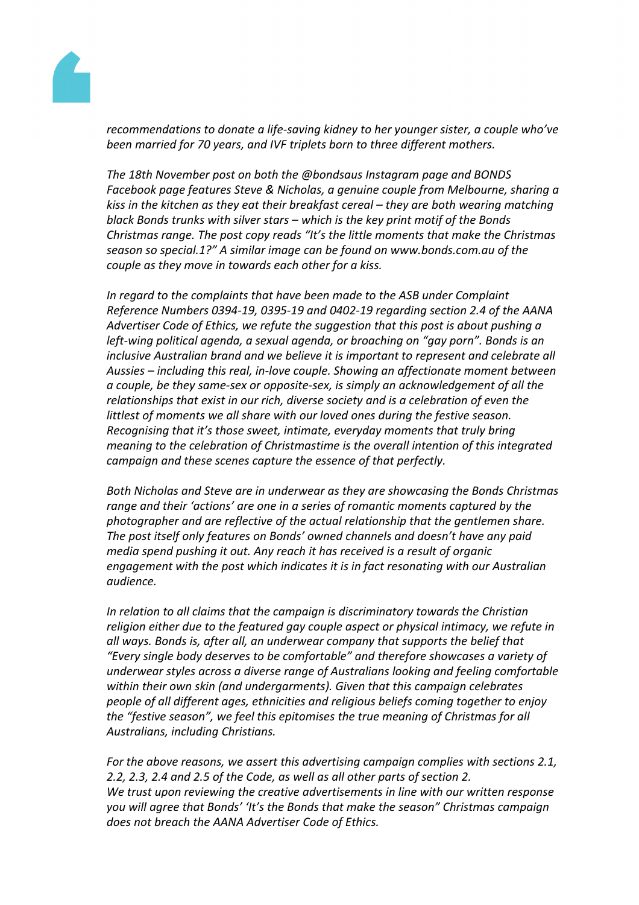*recommendations to donate a life-saving kidney to her younger sister, a couple who've been married for 70 years, and IVF triplets born to three different mothers.*

*The 18th November post on both the @bondsaus Instagram page and BONDS Facebook page features Steve & Nicholas, a genuine couple from Melbourne, sharing a kiss in the kitchen as they eat their breakfast cereal – they are both wearing matching black Bonds trunks with silver stars – which is the key print motif of the Bonds Christmas range. The post copy reads "It's the little moments that make the Christmas season so special.1?" A similar image can be found on www.bonds.com.au of the couple as they move in towards each other for a kiss.*

*In regard to the complaints that have been made to the ASB under Complaint Reference Numbers 0394-19, 0395-19 and 0402-19 regarding section 2.4 of the AANA Advertiser Code of Ethics, we refute the suggestion that this post is about pushing a left-wing political agenda, a sexual agenda, or broaching on "gay porn". Bonds is an inclusive Australian brand and we believe it is important to represent and celebrate all Aussies – including this real, in-love couple. Showing an affectionate moment between a couple, be they same-sex or opposite-sex, is simply an acknowledgement of all the relationships that exist in our rich, diverse society and is a celebration of even the littlest of moments we all share with our loved ones during the festive season. Recognising that it's those sweet, intimate, everyday moments that truly bring meaning to the celebration of Christmastime is the overall intention of this integrated campaign and these scenes capture the essence of that perfectly.*

*Both Nicholas and Steve are in underwear as they are showcasing the Bonds Christmas range and their 'actions' are one in a series of romantic moments captured by the photographer and are reflective of the actual relationship that the gentlemen share. The post itself only features on Bonds' owned channels and doesn't have any paid media spend pushing it out. Any reach it has received is a result of organic engagement with the post which indicates it is in fact resonating with our Australian audience.*

*In relation to all claims that the campaign is discriminatory towards the Christian religion either due to the featured gay couple aspect or physical intimacy, we refute in all ways. Bonds is, after all, an underwear company that supports the belief that "Every single body deserves to be comfortable" and therefore showcases a variety of underwear styles across a diverse range of Australians looking and feeling comfortable within their own skin (and undergarments). Given that this campaign celebrates people of all different ages, ethnicities and religious beliefs coming together to enjoy the "festive season", we feel this epitomises the true meaning of Christmas for all Australians, including Christians.*

*For the above reasons, we assert this advertising campaign complies with sections 2.1, 2.2, 2.3, 2.4 and 2.5 of the Code, as well as all other parts of section 2.*
*We trust upon reviewing the creative advertisements in line with our written response you will agree that Bonds' 'It's the Bonds that make the season" Christmas campaign does not breach the AANA Advertiser Code of Ethics.*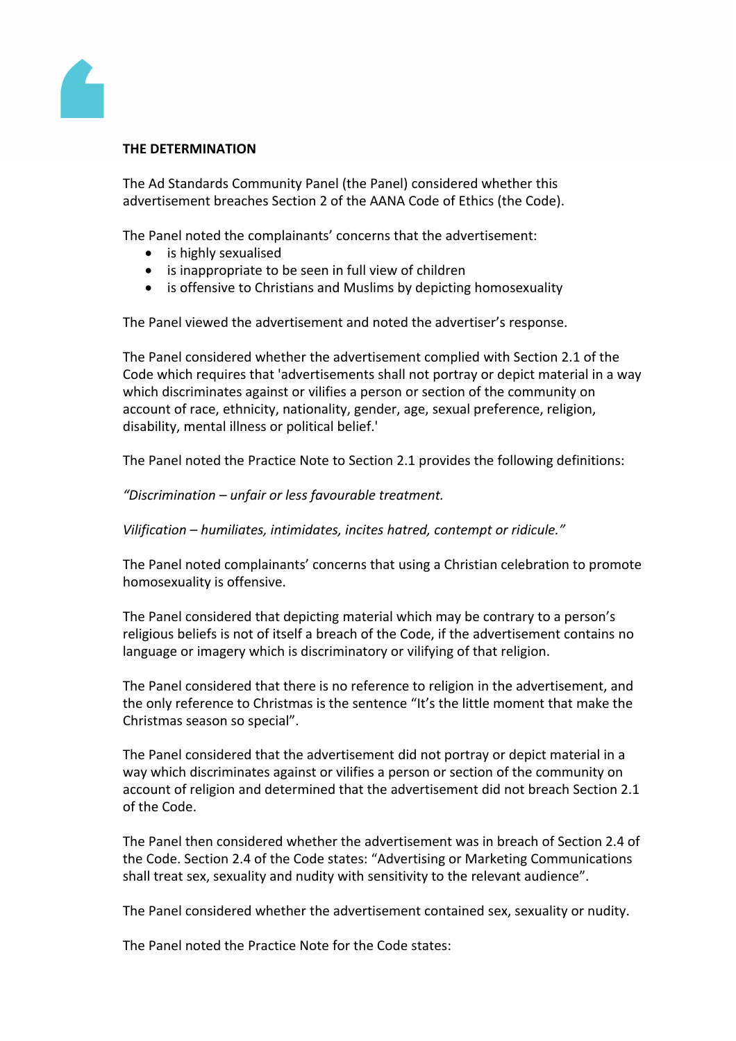**THE DETERMINATION**

The Ad Standards Community Panel (the Panel) considered whether this advertisement breaches Section 2 of the AANA Code of Ethics (the Code).

The Panel noted the complainants' concerns that the advertisement:

- is highly sexualised
- is inappropriate to be seen in full view of children
- is offensive to Christians and Muslims by depicting homosexuality

The Panel viewed the advertisement and noted the advertiser's response.

The Panel considered whether the advertisement complied with Section 2.1 of the Code which requires that 'advertisements shall not portray or depict material in a way which discriminates against or vilifies a person or section of the community on account of race, ethnicity, nationality, gender, age, sexual preference, religion, disability, mental illness or political belief.'

The Panel noted the Practice Note to Section 2.1 provides the following definitions:

*"Discrimination – unfair or less favourable treatment.*

*Vilification – humiliates, intimidates, incites hatred, contempt or ridicule."*

The Panel noted complainants' concerns that using a Christian celebration to promote homosexuality is offensive.

The Panel considered that depicting material which may be contrary to a person's religious beliefs is not of itself a breach of the Code, if the advertisement contains no language or imagery which is discriminatory or vilifying of that religion.

The Panel considered that there is no reference to religion in the advertisement, and the only reference to Christmas is the sentence "It's the little moment that make the Christmas season so special".

The Panel considered that the advertisement did not portray or depict material in a way which discriminates against or vilifies a person or section of the community on account of religion and determined that the advertisement did not breach Section 2.1 of the Code.

The Panel then considered whether the advertisement was in breach of Section 2.4 of the Code. Section 2.4 of the Code states: "Advertising or Marketing Communications shall treat sex, sexuality and nudity with sensitivity to the relevant audience".

The Panel considered whether the advertisement contained sex, sexuality or nudity.

The Panel noted the Practice Note for the Code states: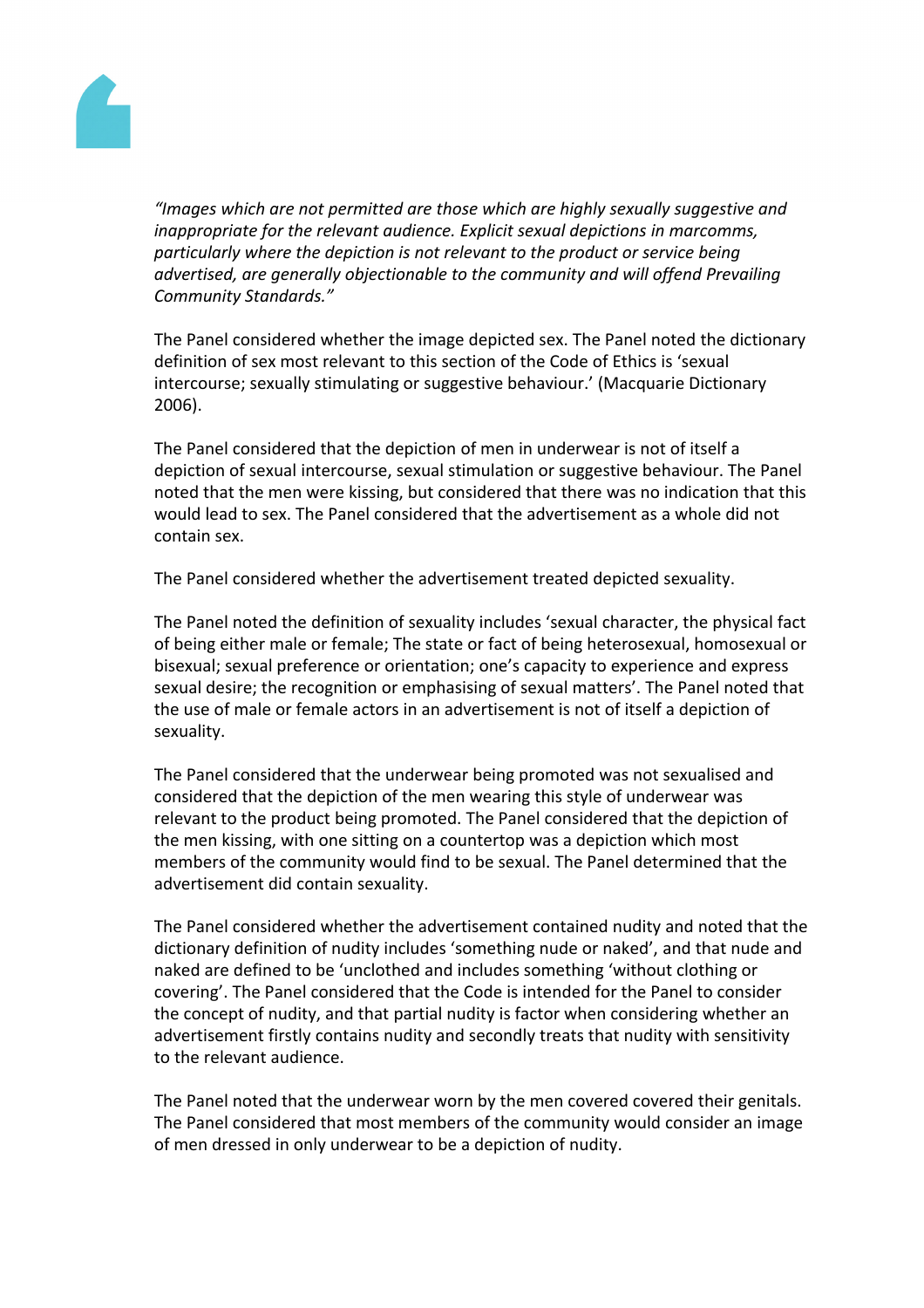*"Images which are not permitted are those which are highly sexually suggestive and inappropriate for the relevant audience. Explicit sexual depictions in marcomms, particularly where the depiction is not relevant to the product or service being advertised, are generally objectionable to the community and will offend Prevailing Community Standards."*

The Panel considered whether the image depicted sex. The Panel noted the dictionary definition of sex most relevant to this section of the Code of Ethics is 'sexual intercourse; sexually stimulating or suggestive behaviour.' (Macquarie Dictionary 2006).

The Panel considered that the depiction of men in underwear is not of itself a depiction of sexual intercourse, sexual stimulation or suggestive behaviour. The Panel noted that the men were kissing, but considered that there was no indication that this would lead to sex. The Panel considered that the advertisement as a whole did not contain sex.

The Panel considered whether the advertisement treated depicted sexuality.

The Panel noted the definition of sexuality includes 'sexual character, the physical fact of being either male or female; The state or fact of being heterosexual, homosexual or bisexual; sexual preference or orientation; one's capacity to experience and express sexual desire; the recognition or emphasising of sexual matters'. The Panel noted that the use of male or female actors in an advertisement is not of itself a depiction of sexuality.

The Panel considered that the underwear being promoted was not sexualised and considered that the depiction of the men wearing this style of underwear was relevant to the product being promoted. The Panel considered that the depiction of the men kissing, with one sitting on a countertop was a depiction which most members of the community would find to be sexual. The Panel determined that the advertisement did contain sexuality.

The Panel considered whether the advertisement contained nudity and noted that the dictionary definition of nudity includes 'something nude or naked', and that nude and naked are defined to be 'unclothed and includes something 'without clothing or covering'. The Panel considered that the Code is intended for the Panel to consider the concept of nudity, and that partial nudity is factor when considering whether an advertisement firstly contains nudity and secondly treats that nudity with sensitivity to the relevant audience.

The Panel noted that the underwear worn by the men covered covered their genitals. The Panel considered that most members of the community would consider an image of men dressed in only underwear to be a depiction of nudity.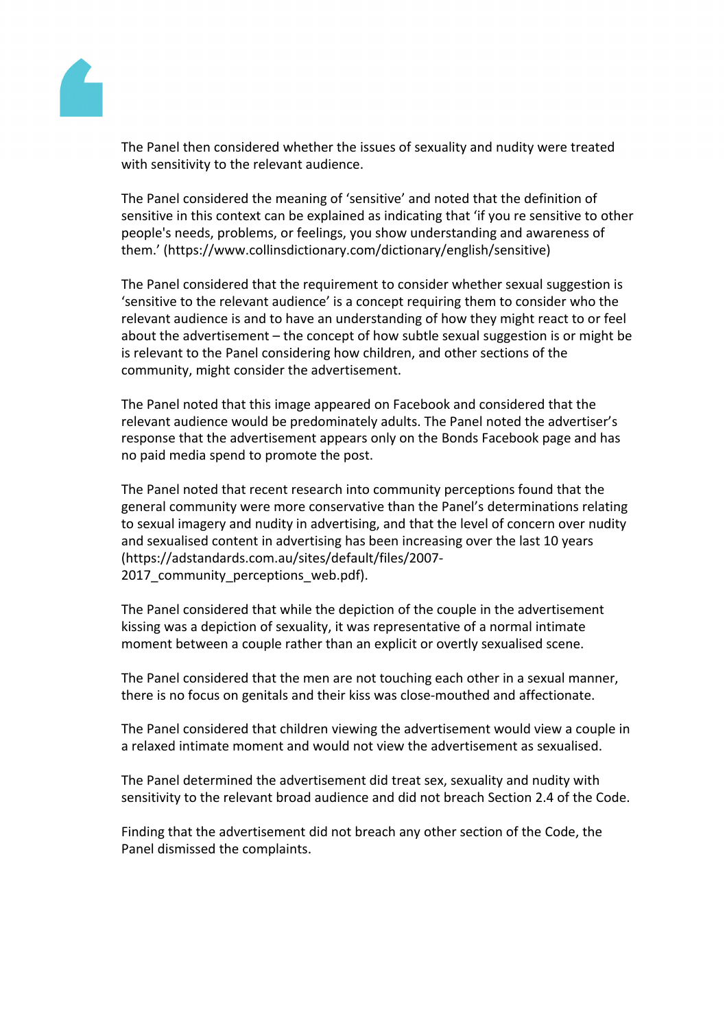The Panel then considered whether the issues of sexuality and nudity were treated with sensitivity to the relevant audience.

The Panel considered the meaning of 'sensitive' and noted that the definition of sensitive in this context can be explained as indicating that 'if you re sensitive to other people's needs, problems, or feelings, you show understanding and awareness of them.' (https://www.collinsdictionary.com/dictionary/english/sensitive)

The Panel considered that the requirement to consider whether sexual suggestion is 'sensitive to the relevant audience' is a concept requiring them to consider who the relevant audience is and to have an understanding of how they might react to or feel about the advertisement – the concept of how subtle sexual suggestion is or might be is relevant to the Panel considering how children, and other sections of the community, might consider the advertisement.

The Panel noted that this image appeared on Facebook and considered that the relevant audience would be predominately adults. The Panel noted the advertiser's response that the advertisement appears only on the Bonds Facebook page and has no paid media spend to promote the post.

The Panel noted that recent research into community perceptions found that the general community were more conservative than the Panel's determinations relating to sexual imagery and nudity in advertising, and that the level of concern over nudity and sexualised content in advertising has been increasing over the last 10 years (https://adstandards.com.au/sites/default/files/2007-2017_community_perceptions_web.pdf).

The Panel considered that while the depiction of the couple in the advertisement kissing was a depiction of sexuality, it was representative of a normal intimate moment between a couple rather than an explicit or overtly sexualised scene.

The Panel considered that the men are not touching each other in a sexual manner, there is no focus on genitals and their kiss was close-mouthed and affectionate.

The Panel considered that children viewing the advertisement would view a couple in a relaxed intimate moment and would not view the advertisement as sexualised.

The Panel determined the advertisement did treat sex, sexuality and nudity with sensitivity to the relevant broad audience and did not breach Section 2.4 of the Code.

Finding that the advertisement did not breach any other section of the Code, the Panel dismissed the complaints.